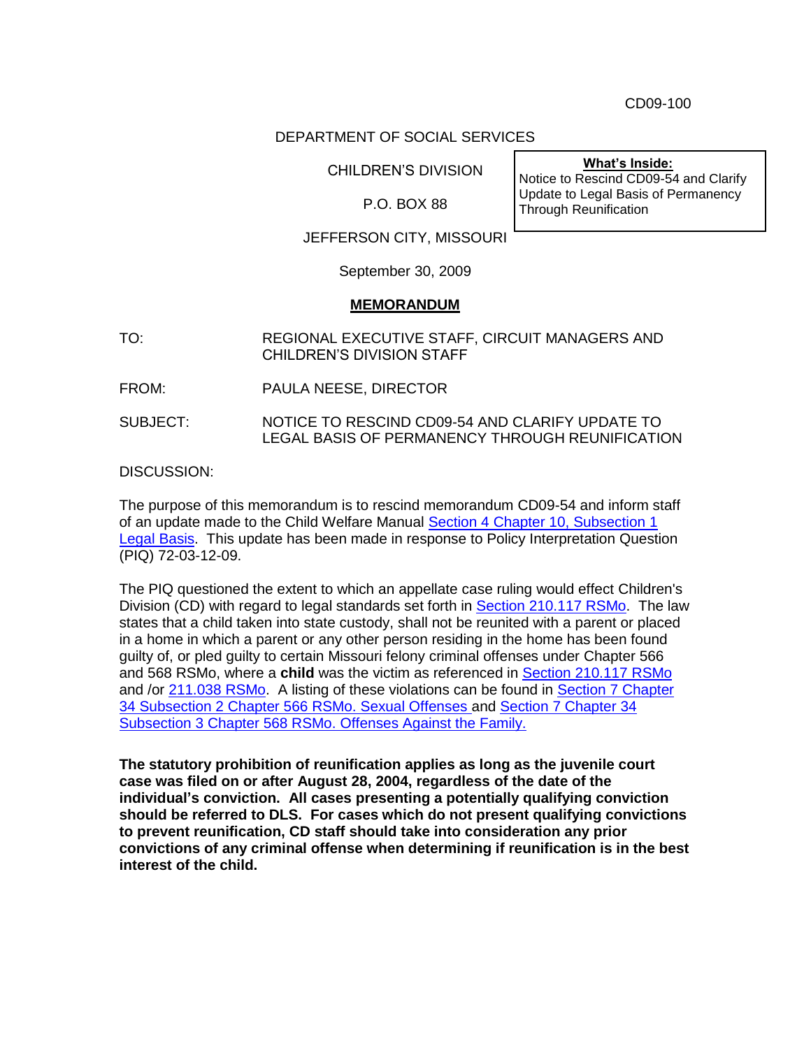CD09-100

DEPARTMENT OF SOCIAL SERVICES

CHILDREN'S DIVISION

P.O. BOX 88

JEFFERSON CITY, MISSOURI

**What's Inside:**
Notice to Rescind CD09-54 and Clarify Update to Legal Basis of Permanency Through Reunification

September 30, 2009

**MEMORANDUM**

TO: REGIONAL EXECUTIVE STAFF, CIRCUIT MANAGERS AND CHILDREN'S DIVISION STAFF

FROM: PAULA NEESE, DIRECTOR

SUBJECT: NOTICE TO RESCIND CD09-54 AND CLARIFY UPDATE TO LEGAL BASIS OF PERMANENCY THROUGH REUNIFICATION

DISCUSSION:

The purpose of this memorandum is to rescind memorandum CD09-54 and inform staff of an update made to the Child Welfare Manual Section 4 Chapter 10, Subsection 1 Legal Basis. This update has been made in response to Policy Interpretation Question (PIQ) 72-03-12-09.

The PIQ questioned the extent to which an appellate case ruling would effect Children's Division (CD) with regard to legal standards set forth in Section 210.117 RSMo. The law states that a child taken into state custody, shall not be reunited with a parent or placed in a home in which a parent or any other person residing in the home has been found guilty of, or pled guilty to certain Missouri felony criminal offenses under Chapter 566 and 568 RSMo, where a **child** was the victim as referenced in Section 210.117 RSMo and /or 211.038 RSMo. A listing of these violations can be found in Section 7 Chapter 34 Subsection 2 Chapter 566 RSMo. Sexual Offenses and Section 7 Chapter 34 Subsection 3 Chapter 568 RSMo. Offenses Against the Family.

**The statutory prohibition of reunification applies as long as the juvenile court case was filed on or after August 28, 2004, regardless of the date of the individual's conviction. All cases presenting a potentially qualifying conviction should be referred to DLS. For cases which do not present qualifying convictions to prevent reunification, CD staff should take into consideration any prior convictions of any criminal offense when determining if reunification is in the best interest of the child.**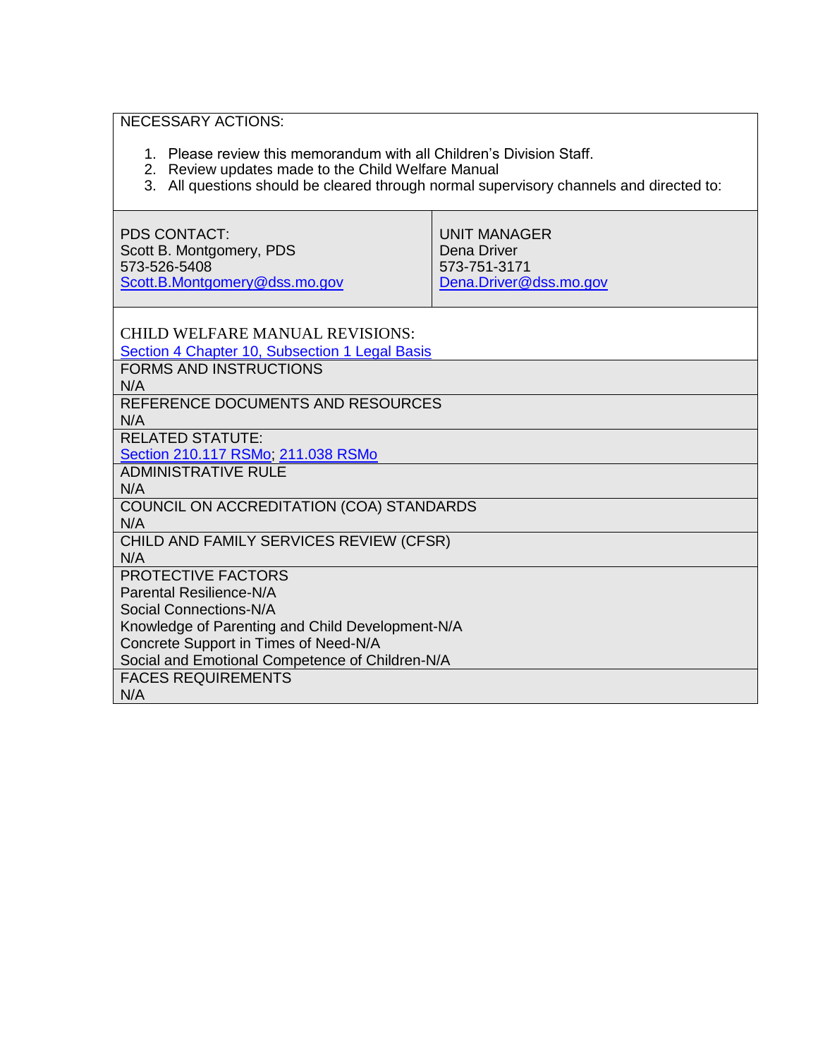NECESSARY ACTIONS:

1. Please review this memorandum with all Children's Division Staff.
2. Review updates made to the Child Welfare Manual
3. All questions should be cleared through normal supervisory channels and directed to:

| PDS CONTACT:<br>Scott B. Montgomery, PDS<br>573-526-5408<br>Scott.B.Montgomery@dss.mo.gov | UNIT MANAGER<br>Dena Driver<br>573-751-3171<br>Dena.Driver@dss.mo.gov |
|---|---|

CHILD WELFARE MANUAL REVISIONS:
Section 4 Chapter 10, Subsection 1 Legal Basis

FORMS AND INSTRUCTIONS
N/A

REFERENCE DOCUMENTS AND RESOURCES
N/A

RELATED STATUTE:
Section 210.117 RSMo; 211.038 RSMo

ADMINISTRATIVE RULE
N/A

COUNCIL ON ACCREDITATION (COA) STANDARDS
N/A

CHILD AND FAMILY SERVICES REVIEW (CFSR)
N/A

PROTECTIVE FACTORS
Parental Resilience-N/A
Social Connections-N/A
Knowledge of Parenting and Child Development-N/A
Concrete Support in Times of Need-N/A
Social and Emotional Competence of Children-N/A

FACES REQUIREMENTS
N/A